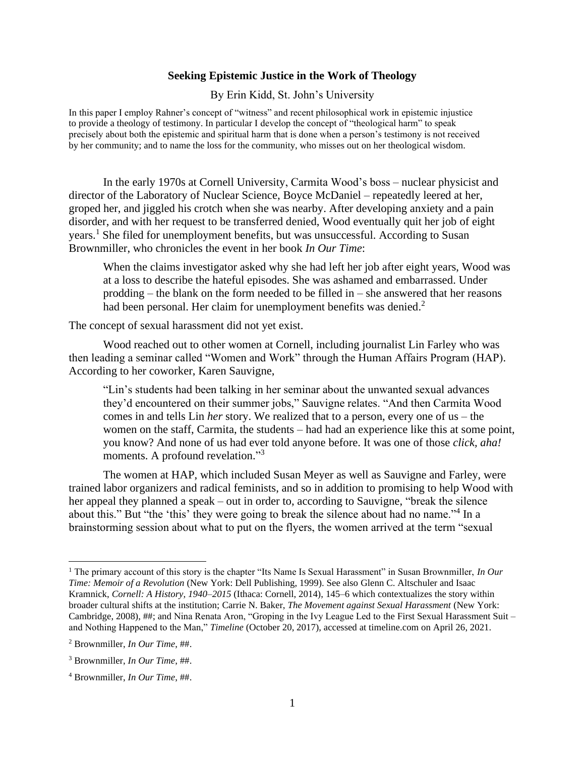**Seeking Epistemic Justice in the Work of Theology**

By Erin Kidd, St. John's University

In this paper I employ Rahner's concept of "witness" and recent philosophical work in epistemic injustice to provide a theology of testimony. In particular I develop the concept of "theological harm" to speak precisely about both the epistemic and spiritual harm that is done when a person's testimony is not received by her community; and to name the loss for the community, who misses out on her theological wisdom.

In the early 1970s at Cornell University, Carmita Wood's boss – nuclear physicist and director of the Laboratory of Nuclear Science, Boyce McDaniel – repeatedly leered at her, groped her, and jiggled his crotch when she was nearby. After developing anxiety and a pain disorder, and with her request to be transferred denied, Wood eventually quit her job of eight years.[1] She filed for unemployment benefits, but was unsuccessful. According to Susan Brownmiller, who chronicles the event in her book *In Our Time*:

> When the claims investigator asked why she had left her job after eight years, Wood was at a loss to describe the hateful episodes. She was ashamed and embarrassed. Under prodding – the blank on the form needed to be filled in – she answered that her reasons had been personal. Her claim for unemployment benefits was denied.[2]

The concept of sexual harassment did not yet exist.

Wood reached out to other women at Cornell, including journalist Lin Farley who was then leading a seminar called "Women and Work" through the Human Affairs Program (HAP). According to her coworker, Karen Sauvigne,

> "Lin's students had been talking in her seminar about the unwanted sexual advances they'd encountered on their summer jobs," Sauvigne relates. "And then Carmita Wood comes in and tells Lin *her* story. We realized that to a person, every one of us – the women on the staff, Carmita, the students – had had an experience like this at some point, you know? And none of us had ever told anyone before. It was one of those *click, aha!* moments. A profound revelation."[3]

The women at HAP, which included Susan Meyer as well as Sauvigne and Farley, were trained labor organizers and radical feminists, and so in addition to promising to help Wood with her appeal they planned a speak – out in order to, according to Sauvigne, "break the silence about this." But "the 'this' they were going to break the silence about had no name."[4] In a brainstorming session about what to put on the flyers, the women arrived at the term "sexual

---

[1] The primary account of this story is the chapter "Its Name Is Sexual Harassment" in Susan Brownmiller, *In Our Time: Memoir of a Revolution* (New York: Dell Publishing, 1999). See also Glenn C. Altschuler and Isaac Kramnick, *Cornell: A History, 1940–2015* (Ithaca: Cornell, 2014), 145–6 which contextualizes the story within broader cultural shifts at the institution; Carrie N. Baker, *The Movement against Sexual Harassment* (New York: Cambridge, 2008), ##; and Nina Renata Aron, "Groping in the Ivy League Led to the First Sexual Harassment Suit – and Nothing Happened to the Man," *Timeline* (October 20, 2017), accessed at timeline.com on April 26, 2021.

[2] Brownmiller, *In Our Time*, ##.

[3] Brownmiller, *In Our Time*, ##.

[4] Brownmiller, *In Our Time*, ##.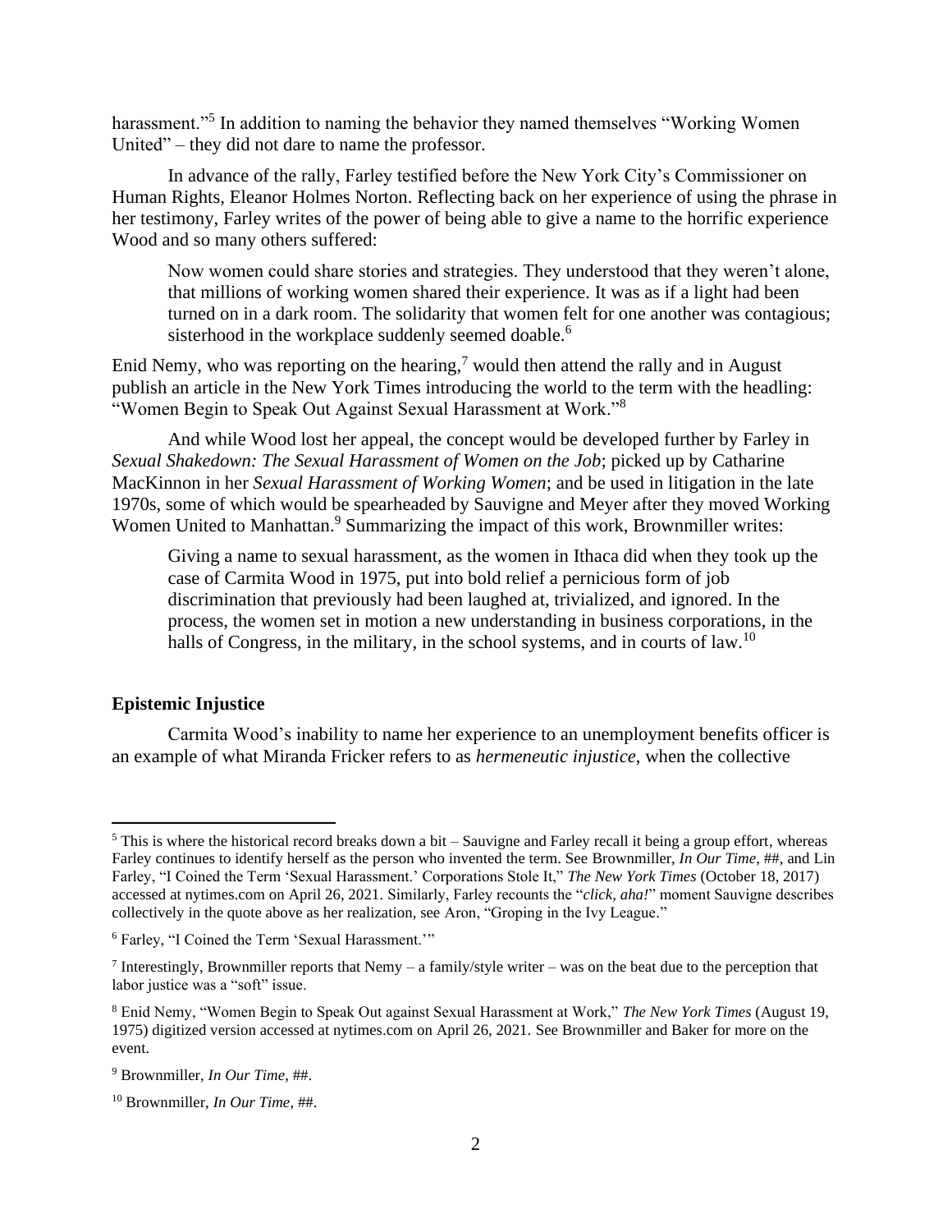harassment."[5] In addition to naming the behavior they named themselves "Working Women United" – they did not dare to name the professor.

In advance of the rally, Farley testified before the New York City's Commissioner on Human Rights, Eleanor Holmes Norton. Reflecting back on her experience of using the phrase in her testimony, Farley writes of the power of being able to give a name to the horrific experience Wood and so many others suffered:

> Now women could share stories and strategies. They understood that they weren't alone, that millions of working women shared their experience. It was as if a light had been turned on in a dark room. The solidarity that women felt for one another was contagious; sisterhood in the workplace suddenly seemed doable.[6]

Enid Nemy, who was reporting on the hearing,[7] would then attend the rally and in August publish an article in the New York Times introducing the world to the term with the headling: "Women Begin to Speak Out Against Sexual Harassment at Work."[8]

And while Wood lost her appeal, the concept would be developed further by Farley in *Sexual Shakedown: The Sexual Harassment of Women on the Job*; picked up by Catharine MacKinnon in her *Sexual Harassment of Working Women*; and be used in litigation in the late 1970s, some of which would be spearheaded by Sauvigne and Meyer after they moved Working Women United to Manhattan.[9] Summarizing the impact of this work, Brownmiller writes:

> Giving a name to sexual harassment, as the women in Ithaca did when they took up the case of Carmita Wood in 1975, put into bold relief a pernicious form of job discrimination that previously had been laughed at, trivialized, and ignored. In the process, the women set in motion a new understanding in business corporations, in the halls of Congress, in the military, in the school systems, and in courts of law.[10]

### Epistemic Injustice

Carmita Wood's inability to name her experience to an unemployment benefits officer is an example of what Miranda Fricker refers to as *hermeneutic injustice*, when the collective

---

[5] This is where the historical record breaks down a bit – Sauvigne and Farley recall it being a group effort, whereas Farley continues to identify herself as the person who invented the term. See Brownmiller, *In Our Time*, ##, and Lin Farley, "I Coined the Term 'Sexual Harassment.' Corporations Stole It," *The New York Times* (October 18, 2017) accessed at nytimes.com on April 26, 2021. Similarly, Farley recounts the "*click, aha!*" moment Sauvigne describes collectively in the quote above as her realization, see Aron, "Groping in the Ivy League."

[6] Farley, "I Coined the Term 'Sexual Harassment.'"

[7] Interestingly, Brownmiller reports that Nemy – a family/style writer – was on the beat due to the perception that labor justice was a "soft" issue.

[8] Enid Nemy, "Women Begin to Speak Out against Sexual Harassment at Work," *The New York Times* (August 19, 1975) digitized version accessed at nytimes.com on April 26, 2021. See Brownmiller and Baker for more on the event.

[9] Brownmiller, *In Our Time*, ##.

[10] Brownmiller, *In Our Time*, ##.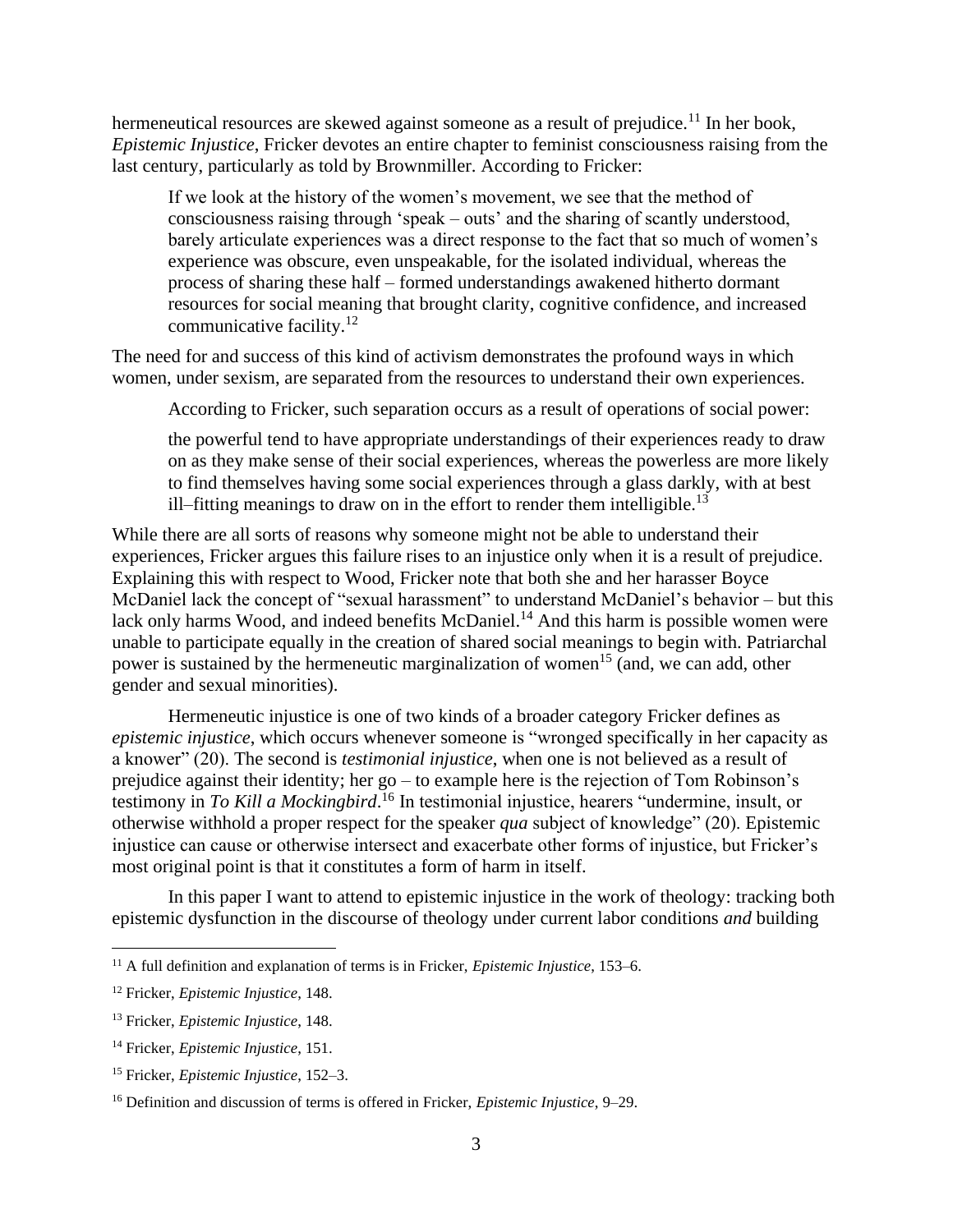hermeneutical resources are skewed against someone as a result of prejudice.[11] In her book, *Epistemic Injustice*, Fricker devotes an entire chapter to feminist consciousness raising from the last century, particularly as told by Brownmiller. According to Fricker:

> If we look at the history of the women's movement, we see that the method of consciousness raising through 'speak – outs' and the sharing of scantly understood, barely articulate experiences was a direct response to the fact that so much of women's experience was obscure, even unspeakable, for the isolated individual, whereas the process of sharing these half – formed understandings awakened hitherto dormant resources for social meaning that brought clarity, cognitive confidence, and increased communicative facility.[12]

The need for and success of this kind of activism demonstrates the profound ways in which women, under sexism, are separated from the resources to understand their own experiences.

According to Fricker, such separation occurs as a result of operations of social power:

> the powerful tend to have appropriate understandings of their experiences ready to draw on as they make sense of their social experiences, whereas the powerless are more likely to find themselves having some social experiences through a glass darkly, with at best ill–fitting meanings to draw on in the effort to render them intelligible.[13]

While there are all sorts of reasons why someone might not be able to understand their experiences, Fricker argues this failure rises to an injustice only when it is a result of prejudice. Explaining this with respect to Wood, Fricker note that both she and her harasser Boyce McDaniel lack the concept of "sexual harassment" to understand McDaniel's behavior – but this lack only harms Wood, and indeed benefits McDaniel.[14] And this harm is possible women were unable to participate equally in the creation of shared social meanings to begin with. Patriarchal power is sustained by the hermeneutic marginalization of women[15] (and, we can add, other gender and sexual minorities).

Hermeneutic injustice is one of two kinds of a broader category Fricker defines as *epistemic injustice*, which occurs whenever someone is "wronged specifically in her capacity as a knower" (20). The second is *testimonial injustice*, when one is not believed as a result of prejudice against their identity; her go – to example here is the rejection of Tom Robinson's testimony in *To Kill a Mockingbird*.[16] In testimonial injustice, hearers "undermine, insult, or otherwise withhold a proper respect for the speaker *qua* subject of knowledge" (20). Epistemic injustice can cause or otherwise intersect and exacerbate other forms of injustice, but Fricker's most original point is that it constitutes a form of harm in itself.

In this paper I want to attend to epistemic injustice in the work of theology: tracking both epistemic dysfunction in the discourse of theology under current labor conditions *and* building

---

[11] A full definition and explanation of terms is in Fricker, *Epistemic Injustice*, 153–6.

[12] Fricker, *Epistemic Injustice*, 148.

[13] Fricker, *Epistemic Injustice*, 148.

[14] Fricker, *Epistemic Injustice*, 151.

[15] Fricker, *Epistemic Injustice*, 152–3.

[16] Definition and discussion of terms is offered in Fricker, *Epistemic Injustice*, 9–29.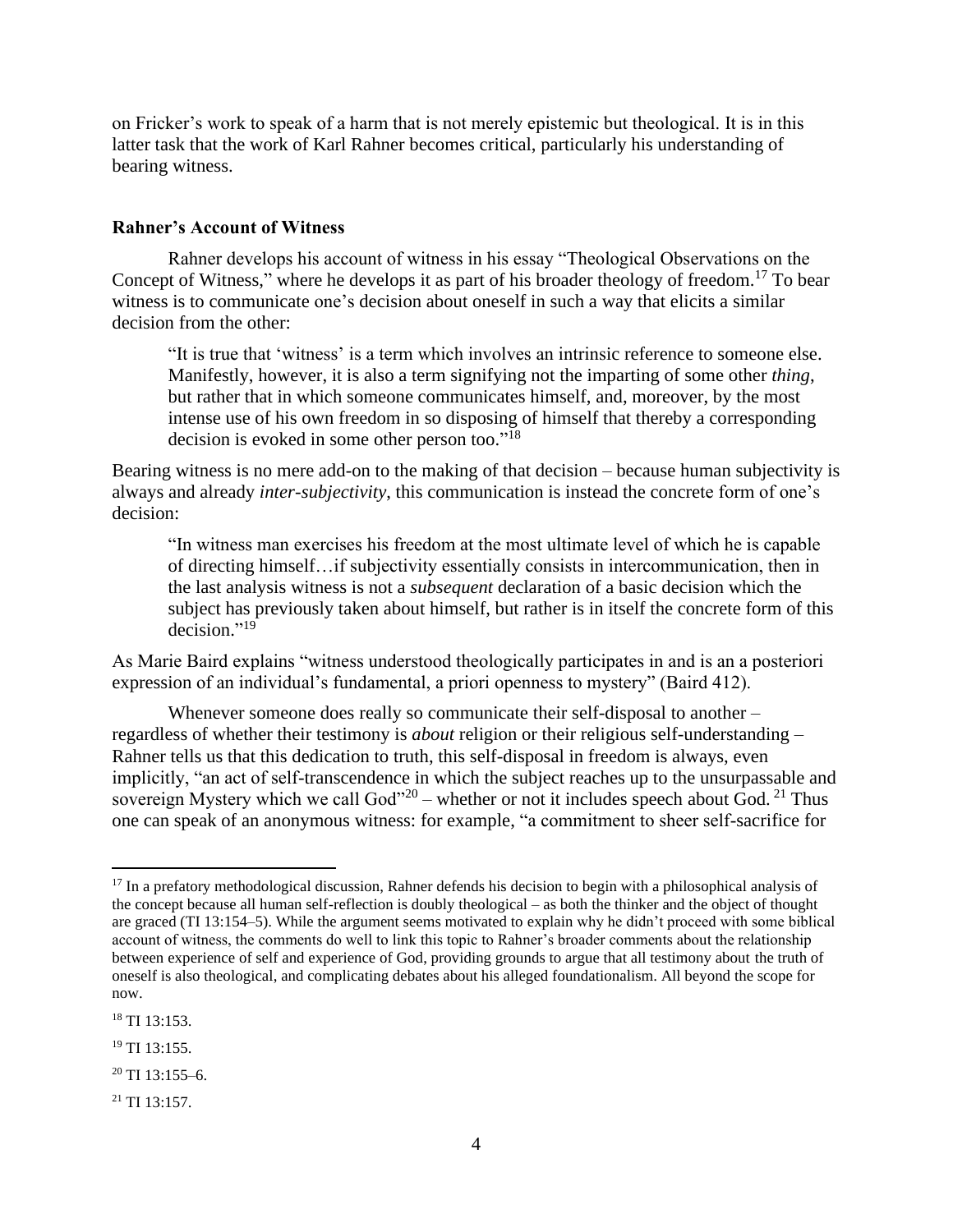on Fricker's work to speak of a harm that is not merely epistemic but theological. It is in this latter task that the work of Karl Rahner becomes critical, particularly his understanding of bearing witness.

**Rahner's Account of Witness**

Rahner develops his account of witness in his essay "Theological Observations on the Concept of Witness," where he develops it as part of his broader theology of freedom.[17] To bear witness is to communicate one's decision about oneself in such a way that elicits a similar decision from the other:

> "It is true that 'witness' is a term which involves an intrinsic reference to someone else. Manifestly, however, it is also a term signifying not the imparting of some other *thing*, but rather that in which someone communicates himself, and, moreover, by the most intense use of his own freedom in so disposing of himself that thereby a corresponding decision is evoked in some other person too."[18]

Bearing witness is no mere add-on to the making of that decision – because human subjectivity is always and already *inter-subjectivity*, this communication is instead the concrete form of one's decision:

> "In witness man exercises his freedom at the most ultimate level of which he is capable of directing himself…if subjectivity essentially consists in intercommunication, then in the last analysis witness is not a *subsequent* declaration of a basic decision which the subject has previously taken about himself, but rather is in itself the concrete form of this decision."[19]

As Marie Baird explains "witness understood theologically participates in and is an a posteriori expression of an individual's fundamental, a priori openness to mystery" (Baird 412).

Whenever someone does really so communicate their self-disposal to another – regardless of whether their testimony is *about* religion or their religious self-understanding – Rahner tells us that this dedication to truth, this self-disposal in freedom is always, even implicitly, "an act of self-transcendence in which the subject reaches up to the unsurpassable and sovereign Mystery which we call God"[20] – whether or not it includes speech about God. [21] Thus one can speak of an anonymous witness: for example, "a commitment to sheer self-sacrifice for

---

[17] In a prefatory methodological discussion, Rahner defends his decision to begin with a philosophical analysis of the concept because all human self-reflection is doubly theological – as both the thinker and the object of thought are graced (TI 13:154–5). While the argument seems motivated to explain why he didn't proceed with some biblical account of witness, the comments do well to link this topic to Rahner's broader comments about the relationship between experience of self and experience of God, providing grounds to argue that all testimony about the truth of oneself is also theological, and complicating debates about his alleged foundationalism. All beyond the scope for now.

[18] TI 13:153.

[19] TI 13:155.

[20] TI 13:155–6.

[21] TI 13:157.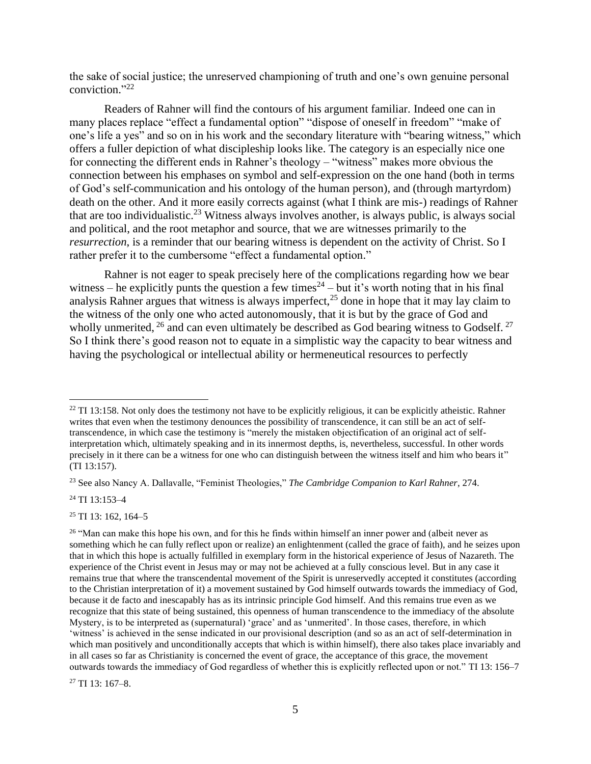the sake of social justice; the unreserved championing of truth and one's own genuine personal conviction."[22]

Readers of Rahner will find the contours of his argument familiar. Indeed one can in many places replace "effect a fundamental option" "dispose of oneself in freedom" "make of one's life a yes" and so on in his work and the secondary literature with "bearing witness," which offers a fuller depiction of what discipleship looks like. The category is an especially nice one for connecting the different ends in Rahner's theology – "witness" makes more obvious the connection between his emphases on symbol and self-expression on the one hand (both in terms of God's self-communication and his ontology of the human person), and (through martyrdom) death on the other. And it more easily corrects against (what I think are mis-) readings of Rahner that are too individualistic.[23] Witness always involves another, is always public, is always social and political, and the root metaphor and source, that we are witnesses primarily to the *resurrection*, is a reminder that our bearing witness is dependent on the activity of Christ. So I rather prefer it to the cumbersome "effect a fundamental option."

Rahner is not eager to speak precisely here of the complications regarding how we bear witness – he explicitly punts the question a few times[24] – but it's worth noting that in his final analysis Rahner argues that witness is always imperfect,[25] done in hope that it may lay claim to the witness of the only one who acted autonomously, that it is but by the grace of God and wholly unmerited,[26] and can even ultimately be described as God bearing witness to Godself.[27] So I think there's good reason not to equate in a simplistic way the capacity to bear witness and having the psychological or intellectual ability or hermeneutical resources to perfectly

---

[22] TI 13:158. Not only does the testimony not have to be explicitly religious, it can be explicitly atheistic. Rahner writes that even when the testimony denounces the possibility of transcendence, it can still be an act of self-transcendence, in which case the testimony is "merely the mistaken objectification of an original act of self-interpretation which, ultimately speaking and in its innermost depths, is, nevertheless, successful. In other words precisely in it there can be a witness for one who can distinguish between the witness itself and him who bears it" (TI 13:157).

[23] See also Nancy A. Dallavalle, "Feminist Theologies," *The Cambridge Companion to Karl Rahner*, 274.

[24] TI 13:153–4

[25] TI 13: 162, 164–5

[26] "Man can make this hope his own, and for this he finds within himself an inner power and (albeit never as something which he can fully reflect upon or realize) an enlightenment (called the grace of faith), and he seizes upon that in which this hope is actually fulfilled in exemplary form in the historical experience of Jesus of Nazareth. The experience of the Christ event in Jesus may or may not be achieved at a fully conscious level. But in any case it remains true that where the transcendental movement of the Spirit is unreservedly accepted it constitutes (according to the Christian interpretation of it) a movement sustained by God himself outwards towards the immediacy of God, because it de facto and inescapably has as its intrinsic principle God himself. And this remains true even as we recognize that this state of being sustained, this openness of human transcendence to the immediacy of the absolute Mystery, is to be interpreted as (supernatural) 'grace' and as 'unmerited'. In those cases, therefore, in which 'witness' is achieved in the sense indicated in our provisional description (and so as an act of self-determination in which man positively and unconditionally accepts that which is within himself), there also takes place invariably and in all cases so far as Christianity is concerned the event of grace, the acceptance of this grace, the movement outwards towards the immediacy of God regardless of whether this is explicitly reflected upon or not." TI 13: 156–7

[27] TI 13: 167–8.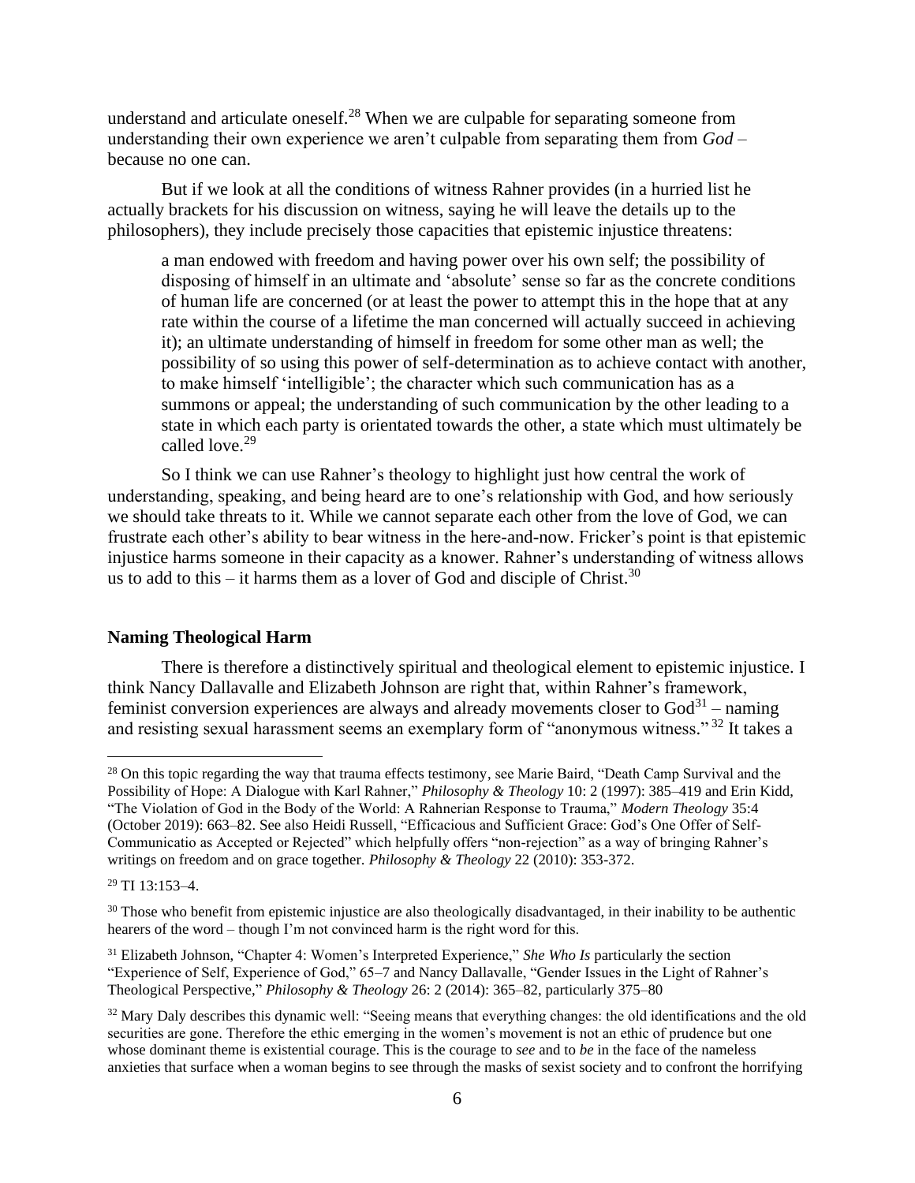understand and articulate oneself.[28] When we are culpable for separating someone from understanding their own experience we aren't culpable from separating them from *God* – because no one can.

But if we look at all the conditions of witness Rahner provides (in a hurried list he actually brackets for his discussion on witness, saying he will leave the details up to the philosophers), they include precisely those capacities that epistemic injustice threatens:

> a man endowed with freedom and having power over his own self; the possibility of disposing of himself in an ultimate and 'absolute' sense so far as the concrete conditions of human life are concerned (or at least the power to attempt this in the hope that at any rate within the course of a lifetime the man concerned will actually succeed in achieving it); an ultimate understanding of himself in freedom for some other man as well; the possibility of so using this power of self-determination as to achieve contact with another, to make himself 'intelligible'; the character which such communication has as a summons or appeal; the understanding of such communication by the other leading to a state in which each party is orientated towards the other, a state which must ultimately be called love.[29]

So I think we can use Rahner's theology to highlight just how central the work of understanding, speaking, and being heard are to one's relationship with God, and how seriously we should take threats to it. While we cannot separate each other from the love of God, we can frustrate each other's ability to bear witness in the here-and-now. Fricker's point is that epistemic injustice harms someone in their capacity as a knower. Rahner's understanding of witness allows us to add to this – it harms them as a lover of God and disciple of Christ.[30]

## Naming Theological Harm

There is therefore a distinctively spiritual and theological element to epistemic injustice. I think Nancy Dallavalle and Elizabeth Johnson are right that, within Rahner's framework, feminist conversion experiences are always and already movements closer to God[31] – naming and resisting sexual harassment seems an exemplary form of "anonymous witness."[32] It takes a

---

[28] On this topic regarding the way that trauma effects testimony, see Marie Baird, "Death Camp Survival and the Possibility of Hope: A Dialogue with Karl Rahner," *Philosophy & Theology* 10: 2 (1997): 385–419 and Erin Kidd, "The Violation of God in the Body of the World: A Rahnerian Response to Trauma," *Modern Theology* 35:4 (October 2019): 663–82. See also Heidi Russell, "Efficacious and Sufficient Grace: God's One Offer of Self-Communicatio as Accepted or Rejected" which helpfully offers "non-rejection" as a way of bringing Rahner's writings on freedom and on grace together. *Philosophy & Theology* 22 (2010): 353-372.

[29] TI 13:153–4.

[30] Those who benefit from epistemic injustice are also theologically disadvantaged, in their inability to be authentic hearers of the word – though I'm not convinced harm is the right word for this.

[31] Elizabeth Johnson, "Chapter 4: Women's Interpreted Experience," *She Who Is* particularly the section "Experience of Self, Experience of God," 65–7 and Nancy Dallavalle, "Gender Issues in the Light of Rahner's Theological Perspective," *Philosophy & Theology* 26: 2 (2014): 365–82, particularly 375–80

[32] Mary Daly describes this dynamic well: "Seeing means that everything changes: the old identifications and the old securities are gone. Therefore the ethic emerging in the women's movement is not an ethic of prudence but one whose dominant theme is existential courage. This is the courage to *see* and to *be* in the face of the nameless anxieties that surface when a woman begins to see through the masks of sexist society and to confront the horrifying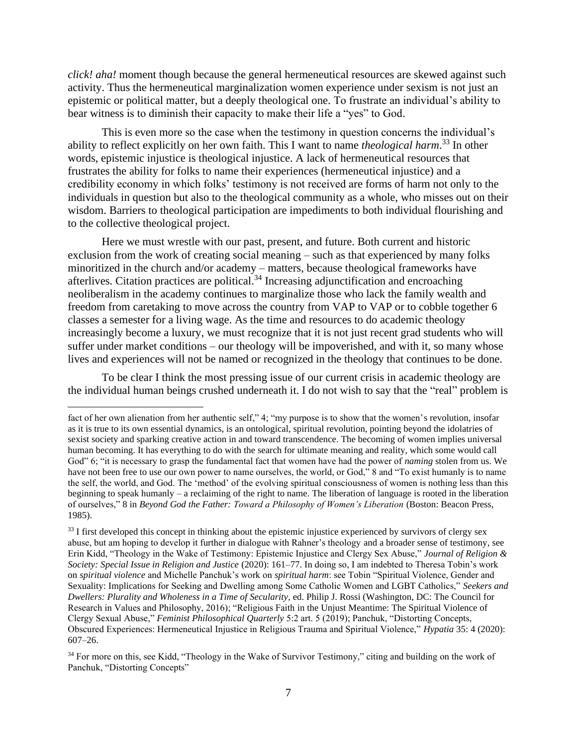*click! aha!* moment though because the general hermeneutical resources are skewed against such activity. Thus the hermeneutical marginalization women experience under sexism is not just an epistemic or political matter, but a deeply theological one. To frustrate an individual's ability to bear witness is to diminish their capacity to make their life a "yes" to God.

This is even more so the case when the testimony in question concerns the individual's ability to reflect explicitly on her own faith. This I want to name *theological harm*.[33] In other words, epistemic injustice is theological injustice. A lack of hermeneutical resources that frustrates the ability for folks to name their experiences (hermeneutical injustice) and a credibility economy in which folks' testimony is not received are forms of harm not only to the individuals in question but also to the theological community as a whole, who misses out on their wisdom. Barriers to theological participation are impediments to both individual flourishing and to the collective theological project.

Here we must wrestle with our past, present, and future. Both current and historic exclusion from the work of creating social meaning – such as that experienced by many folks minoritized in the church and/or academy – matters, because theological frameworks have afterlives. Citation practices are political.[34] Increasing adjunctification and encroaching neoliberalism in the academy continues to marginalize those who lack the family wealth and freedom from caretaking to move across the country from VAP to VAP or to cobble together 6 classes a semester for a living wage. As the time and resources to do academic theology increasingly become a luxury, we must recognize that it is not just recent grad students who will suffer under market conditions – our theology will be impoverished, and with it, so many whose lives and experiences will not be named or recognized in the theology that continues to be done.

To be clear I think the most pressing issue of our current crisis in academic theology are the individual human beings crushed underneath it. I do not wish to say that the "real" problem is

---

fact of her own alienation from her authentic self," 4; "my purpose is to show that the women's revolution, insofar as it is true to its own essential dynamics, is an ontological, spiritual revolution, pointing beyond the idolatries of sexist society and sparking creative action in and toward transcendence. The becoming of women implies universal human becoming. It has everything to do with the search for ultimate meaning and reality, which some would call God" 6; "it is necessary to grasp the fundamental fact that women have had the power of *naming* stolen from us. We have not been free to use our own power to name ourselves, the world, or God," 8 and "To exist humanly is to name the self, the world, and God. The 'method' of the evolving spiritual consciousness of women is nothing less than this beginning to speak humanly – a reclaiming of the right to name. The liberation of language is rooted in the liberation of ourselves," 8 in *Beyond God the Father: Toward a Philosophy of Women's Liberation* (Boston: Beacon Press, 1985).

[33] I first developed this concept in thinking about the epistemic injustice experienced by survivors of clergy sex abuse, but am hoping to develop it further in dialogue with Rahner's theology and a broader sense of testimony, see Erin Kidd, "Theology in the Wake of Testimony: Epistemic Injustice and Clergy Sex Abuse," *Journal of Religion & Society: Special Issue in Religion and Justice* (2020): 161–77. In doing so, I am indebted to Theresa Tobin's work on *spiritual violence* and Michelle Panchuk's work on *spiritual harm*: see Tobin "Spiritual Violence, Gender and Sexuality: Implications for Seeking and Dwelling among Some Catholic Women and LGBT Catholics," *Seekers and Dwellers: Plurality and Wholeness in a Time of Secularity*, ed. Philip J. Rossi (Washington, DC: The Council for Research in Values and Philosophy, 2016); "Religious Faith in the Unjust Meantime: The Spiritual Violence of Clergy Sexual Abuse," *Feminist Philosophical Quarterly* 5:2 art. 5 (2019); Panchuk, "Distorting Concepts, Obscured Experiences: Hermeneutical Injustice in Religious Trauma and Spiritual Violence," *Hypatia* 35: 4 (2020): 607–26.

[34] For more on this, see Kidd, "Theology in the Wake of Survivor Testimony," citing and building on the work of Panchuk, "Distorting Concepts"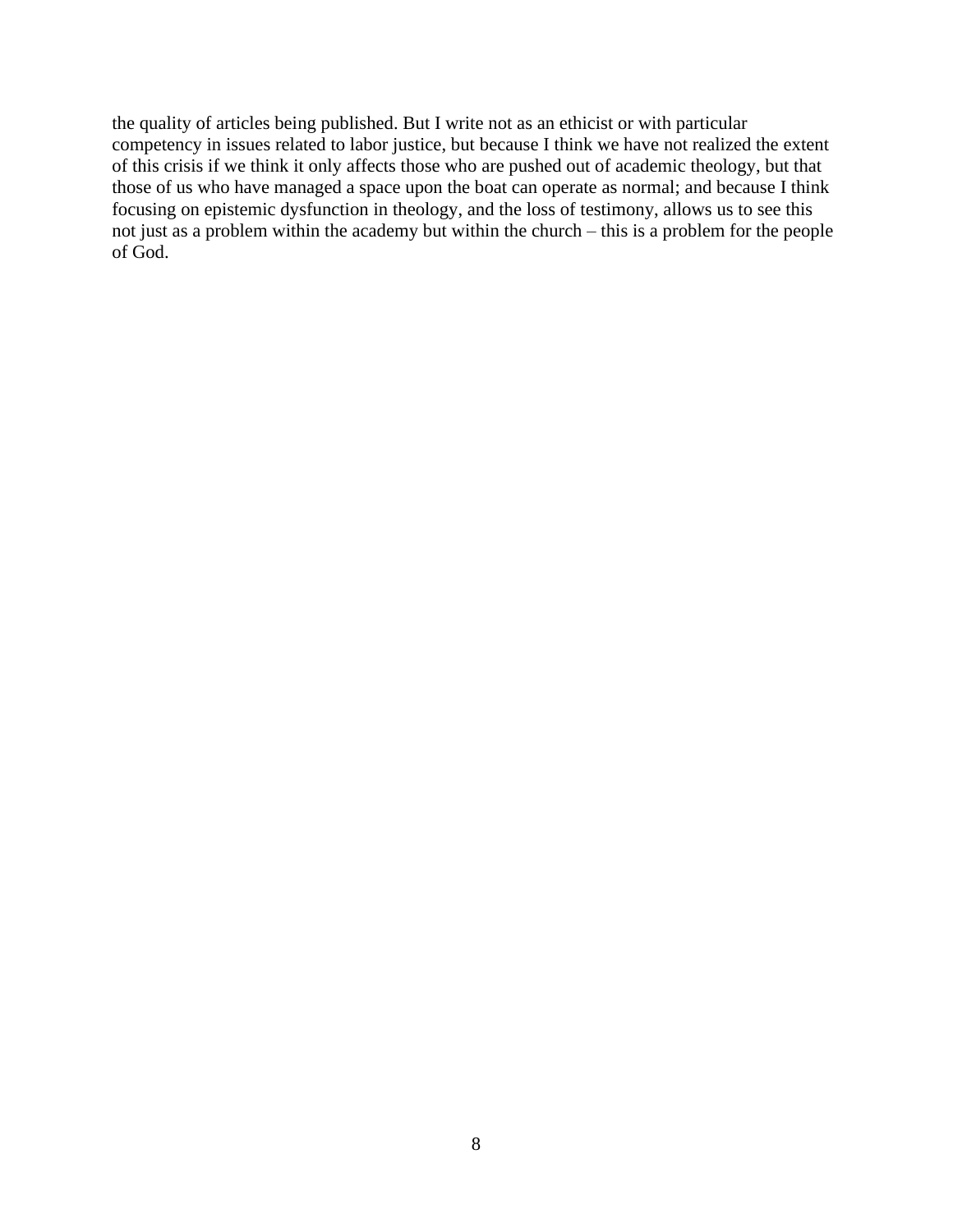the quality of articles being published. But I write not as an ethicist or with particular competency in issues related to labor justice, but because I think we have not realized the extent of this crisis if we think it only affects those who are pushed out of academic theology, but that those of us who have managed a space upon the boat can operate as normal; and because I think focusing on epistemic dysfunction in theology, and the loss of testimony, allows us to see this not just as a problem within the academy but within the church – this is a problem for the people of God.